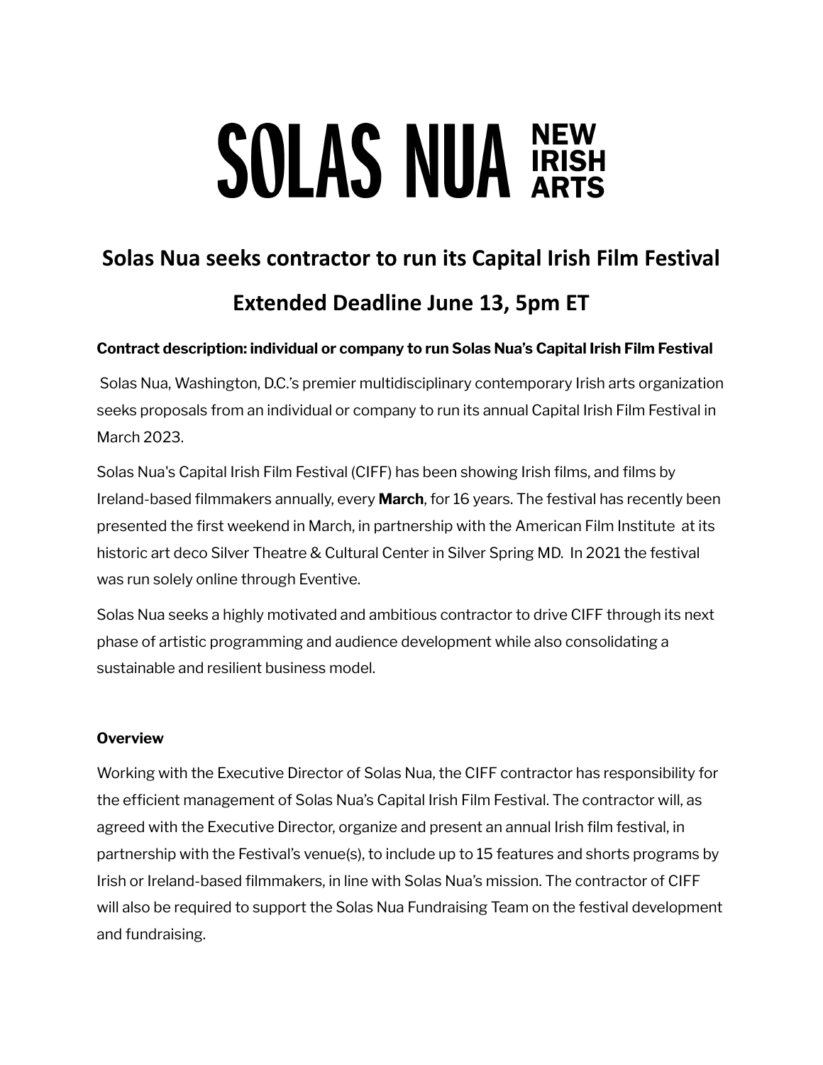# SOLAS NUA NEW IRISH ARTS

## Solas Nua seeks contractor to run its Capital Irish Film Festival

## Extended Deadline June 13, 5pm ET

**Contract description: individual or company to run Solas Nua's Capital Irish Film Festival**

Solas Nua, Washington, D.C.'s premier multidisciplinary contemporary Irish arts organization seeks proposals from an individual or company to run its annual Capital Irish Film Festival in March 2023.

Solas Nua's Capital Irish Film Festival (CIFF) has been showing Irish films, and films by Ireland-based filmmakers annually, every **March**, for 16 years. The festival has recently been presented the first weekend in March, in partnership with the American Film Institute at its historic art deco Silver Theatre & Cultural Center in Silver Spring MD. In 2021 the festival was run solely online through Eventive.

Solas Nua seeks a highly motivated and ambitious contractor to drive CIFF through its next phase of artistic programming and audience development while also consolidating a sustainable and resilient business model.

**Overview**

Working with the Executive Director of Solas Nua, the CIFF contractor has responsibility for the efficient management of Solas Nua's Capital Irish Film Festival. The contractor will, as agreed with the Executive Director, organize and present an annual Irish film festival, in partnership with the Festival's venue(s), to include up to 15 features and shorts programs by Irish or Ireland-based filmmakers, in line with Solas Nua's mission. The contractor of CIFF will also be required to support the Solas Nua Fundraising Team on the festival development and fundraising.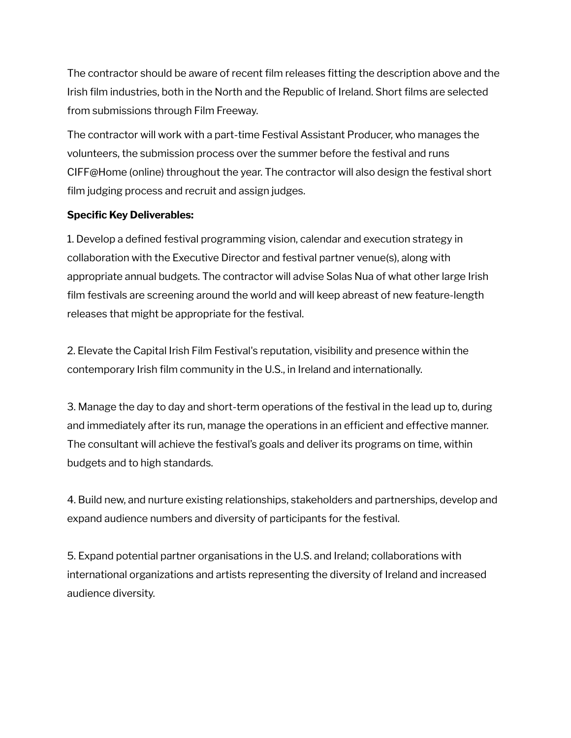The contractor should be aware of recent film releases fitting the description above and the Irish film industries, both in the North and the Republic of Ireland. Short films are selected from submissions through Film Freeway.

The contractor will work with a part-time Festival Assistant Producer, who manages the volunteers, the submission process over the summer before the festival and runs CIFF@Home (online) throughout the year. The contractor will also design the festival short film judging process and recruit and assign judges.

**Specific Key Deliverables:**

1. Develop a defined festival programming vision, calendar and execution strategy in collaboration with the Executive Director and festival partner venue(s), along with appropriate annual budgets. The contractor will advise Solas Nua of what other large Irish film festivals are screening around the world and will keep abreast of new feature-length releases that might be appropriate for the festival.

2. Elevate the Capital Irish Film Festival's reputation, visibility and presence within the contemporary Irish film community in the U.S., in Ireland and internationally.

3. Manage the day to day and short-term operations of the festival in the lead up to, during and immediately after its run, manage the operations in an efficient and effective manner. The consultant will achieve the festival's goals and deliver its programs on time, within budgets and to high standards.

4. Build new, and nurture existing relationships, stakeholders and partnerships, develop and expand audience numbers and diversity of participants for the festival.

5. Expand potential partner organisations in the U.S. and Ireland; collaborations with international organizations and artists representing the diversity of Ireland and increased audience diversity.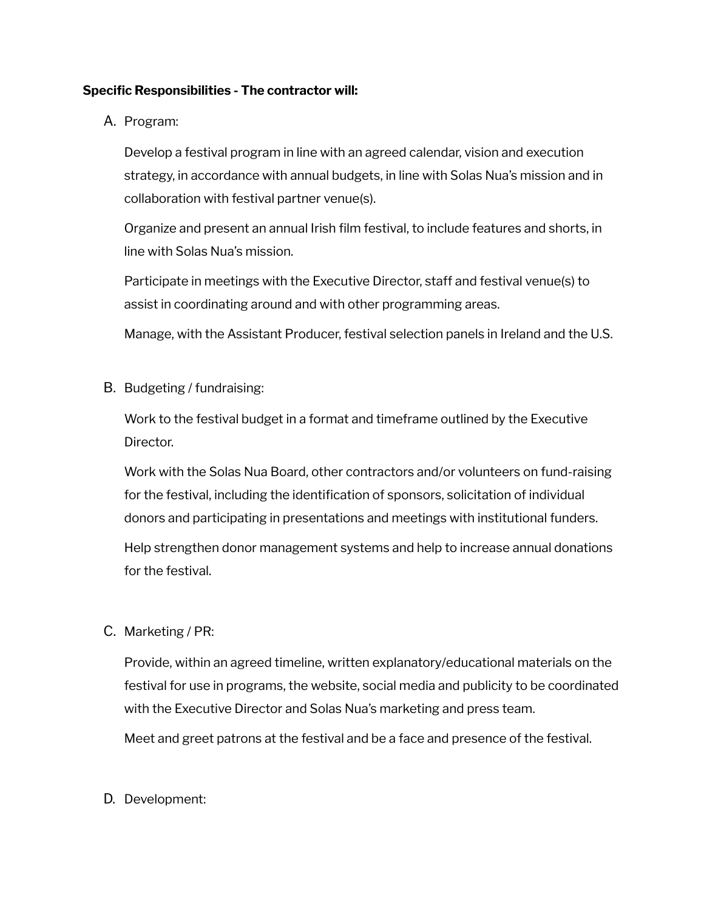**Specific Responsibilities - The contractor will:**

A. Program:

   Develop a festival program in line with an agreed calendar, vision and execution strategy, in accordance with annual budgets, in line with Solas Nua's mission and in collaboration with festival partner venue(s).

   Organize and present an annual Irish film festival, to include features and shorts, in line with Solas Nua's mission.

   Participate in meetings with the Executive Director, staff and festival venue(s) to assist in coordinating around and with other programming areas.

   Manage, with the Assistant Producer, festival selection panels in Ireland and the U.S.

B. Budgeting / fundraising:

   Work to the festival budget in a format and timeframe outlined by the Executive Director.

   Work with the Solas Nua Board, other contractors and/or volunteers on fund-raising for the festival, including the identification of sponsors, solicitation of individual donors and participating in presentations and meetings with institutional funders.

   Help strengthen donor management systems and help to increase annual donations for the festival.

C. Marketing / PR:

   Provide, within an agreed timeline, written explanatory/educational materials on the festival for use in programs, the website, social media and publicity to be coordinated with the Executive Director and Solas Nua's marketing and press team.

   Meet and greet patrons at the festival and be a face and presence of the festival.

D. Development: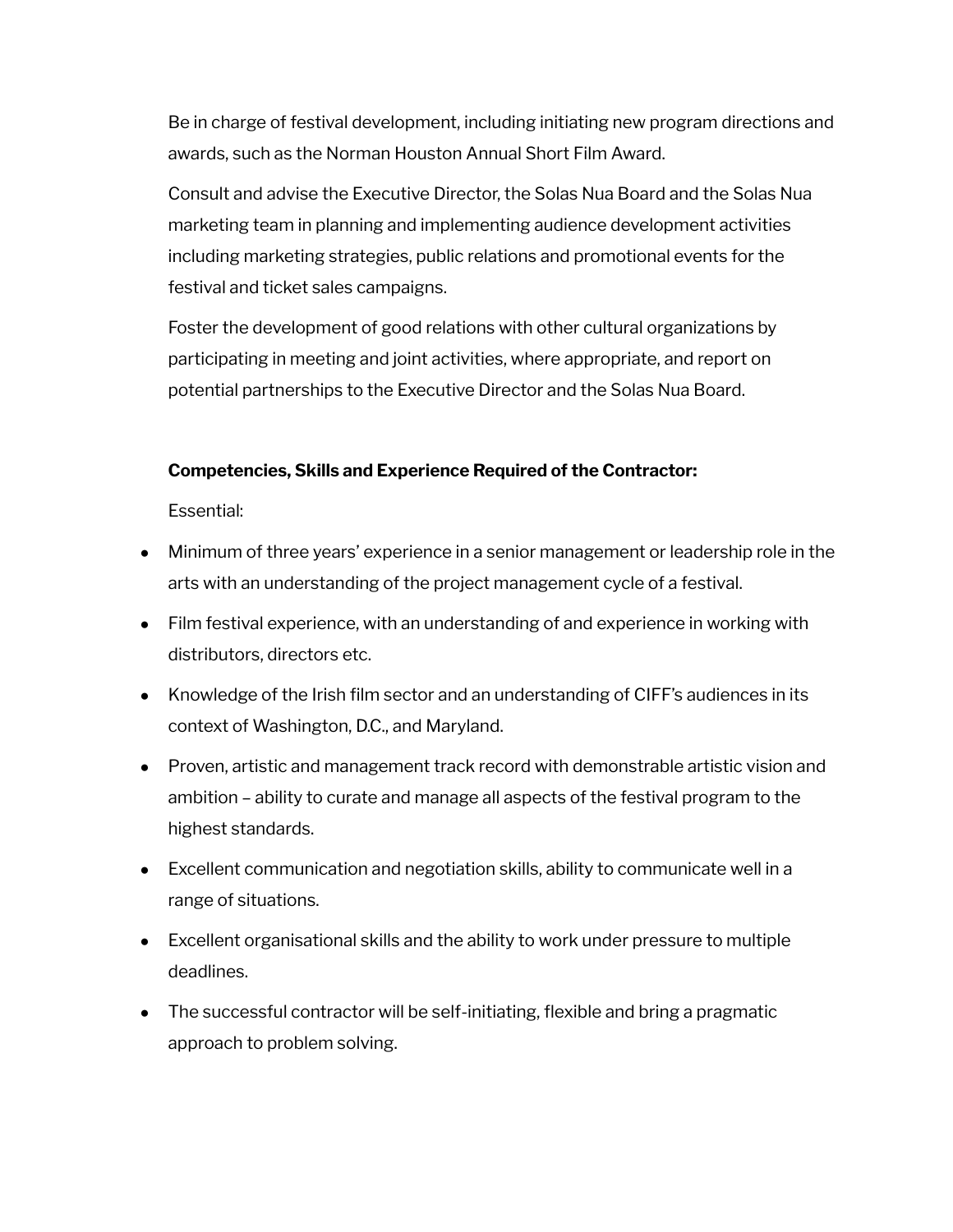Be in charge of festival development, including initiating new program directions and awards, such as the Norman Houston Annual Short Film Award.

Consult and advise the Executive Director, the Solas Nua Board and the Solas Nua marketing team in planning and implementing audience development activities including marketing strategies, public relations and promotional events for the festival and ticket sales campaigns.

Foster the development of good relations with other cultural organizations by participating in meeting and joint activities, where appropriate, and report on potential partnerships to the Executive Director and the Solas Nua Board.

**Competencies, Skills and Experience Required of the Contractor:**

Essential:

- Minimum of three years' experience in a senior management or leadership role in the arts with an understanding of the project management cycle of a festival.
- Film festival experience, with an understanding of and experience in working with distributors, directors etc.
- Knowledge of the Irish film sector and an understanding of CIFF's audiences in its context of Washington, D.C., and Maryland.
- Proven, artistic and management track record with demonstrable artistic vision and ambition – ability to curate and manage all aspects of the festival program to the highest standards.
- Excellent communication and negotiation skills, ability to communicate well in a range of situations.
- Excellent organisational skills and the ability to work under pressure to multiple deadlines.
- The successful contractor will be self-initiating, flexible and bring a pragmatic approach to problem solving.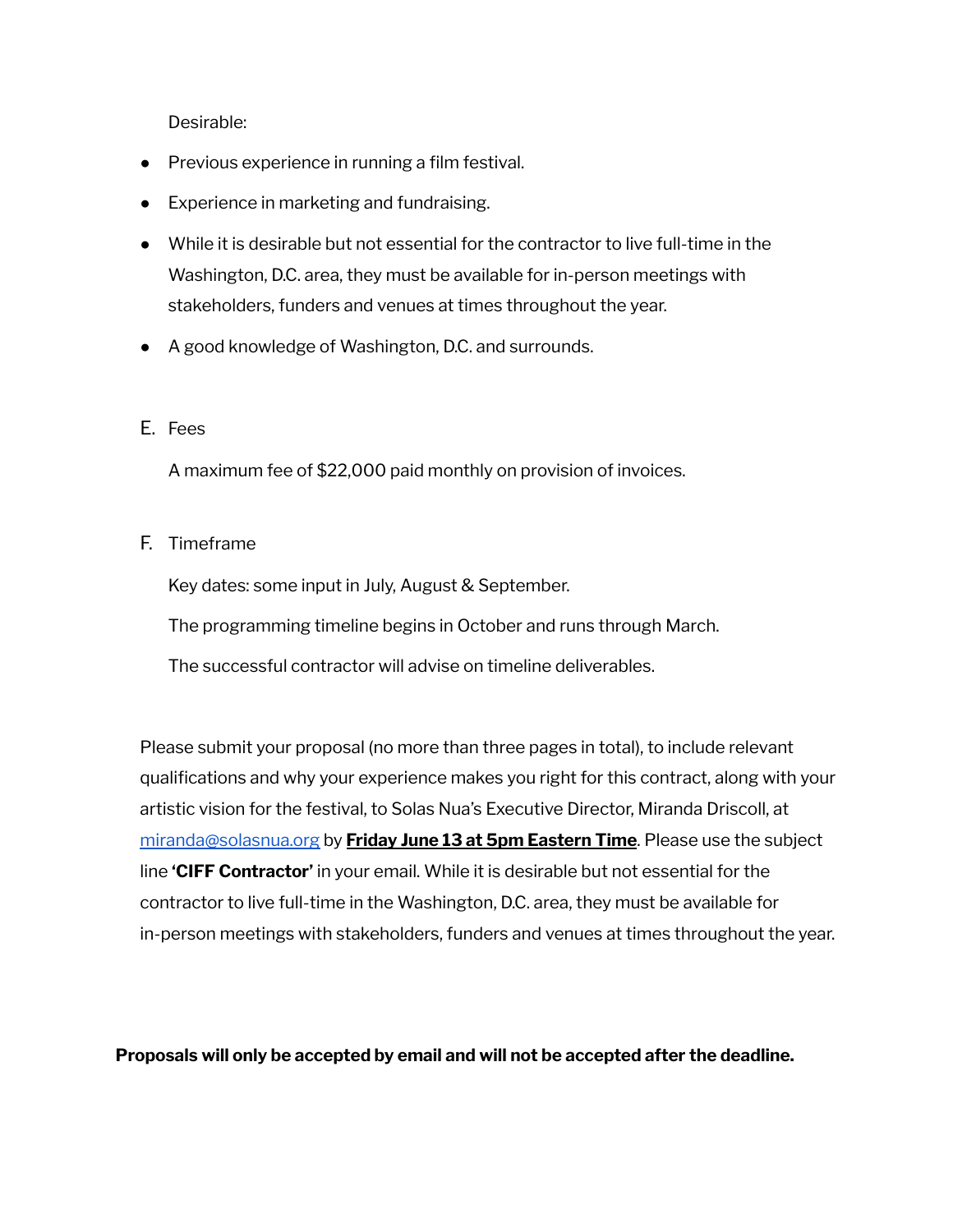Desirable:

- Previous experience in running a film festival.
- Experience in marketing and fundraising.
- While it is desirable but not essential for the contractor to live full-time in the Washington, D.C. area, they must be available for in-person meetings with stakeholders, funders and venues at times throughout the year.
- A good knowledge of Washington, D.C. and surrounds.

E. Fees

A maximum fee of $22,000 paid monthly on provision of invoices.

F. Timeframe

Key dates: some input in July, August & September.

The programming timeline begins in October and runs through March.

The successful contractor will advise on timeline deliverables.

Please submit your proposal (no more than three pages in total), to include relevant qualifications and why your experience makes you right for this contract, along with your artistic vision for the festival, to Solas Nua's Executive Director, Miranda Driscoll, at [miranda@solasnua.org](mailto:miranda@solasnua.org) by **Friday June 13 at 5pm Eastern Time**. Please use the subject line **'CIFF Contractor'** in your email. While it is desirable but not essential for the contractor to live full-time in the Washington, D.C. area, they must be available for in-person meetings with stakeholders, funders and venues at times throughout the year.

**Proposals will only be accepted by email and will not be accepted after the deadline.**